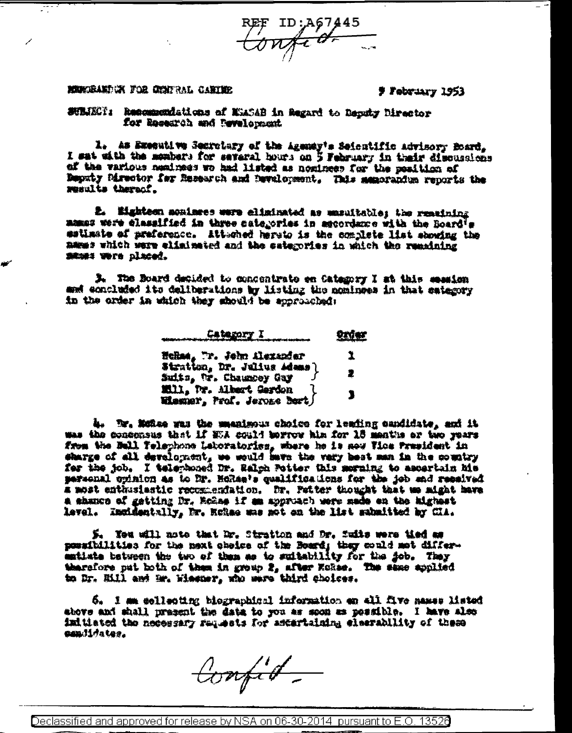REF ID:A67445

Confid

MEMORANDUM FOR GENERAL CANINE

9 February 1953

SUBJECT: Recommendations of NSASAB in Regard to Deputy Director for Research and Development

1. As Executive Secretary of the Agency's Scientific Advisory Board, I sat with the members for several hours on 5 February in their discussions of the various nominees we had listed as nominees for the position of Deputy Director for Research and Development. This memorandum reports the results thereof.

2. Eighteen nominees were eliminated as unsuitable; the remaining names were classified in three categories in accordance with the Board's estimate of preference. Attached hereto is the complete list showing the names which were eliminated and the categories in which the remaining names were placed.

3. The Board decided to concentrate on Category I at this session and concluded its deliberations by listing the nominees in that category in the order in which they should be approached:

| Category I | Order |
|---|---|
| McRae, Dr. John Alexander | 1 |
| Stratton, Dr. Julius Adams; Suits, Dr. Chauncey Guy | 2 |
| Hill, Dr. Albert Gordon; Wiesner, Prof. Jerome Bert | 3 |

4. Dr. McRae was the unanimous choice for leading candidate, and it was the consensus that if NSA could borrow him for 18 months or two years from the Bell Telephone Laboratories, where he is now Vice President in charge of all development, we would have the very best man in the country for the job. I telephoned Dr. Ralph Potter this morning to ascertain his personal opinion as to Dr. McRae's qualifications for the job and received a most enthusiastic recommendation. Dr. Potter thought that we might have a chance of getting Dr. McRae if an approach were made on the highest level. Incidentally, Dr. McRae was not on the list submitted by CIA.

5. You will note that Dr. Stratton and Dr. Suits were tied as possibilities for the next choice of the Board; they could not differentiate between the two of them as to suitability for the job. They therefore put both of them in group 2, after McRae. The same applied to Dr. Hill and Dr. Wiesner, who were third choices.

6. I am collecting biographical information on all five names listed above and shall present the data to you as soon as possible. I have also initiated the necessary requests for ascertaining clearability of these candidates.

Confid

Declassified and approved for release by NSA on 06-30-2014 pursuant to E.O. 13526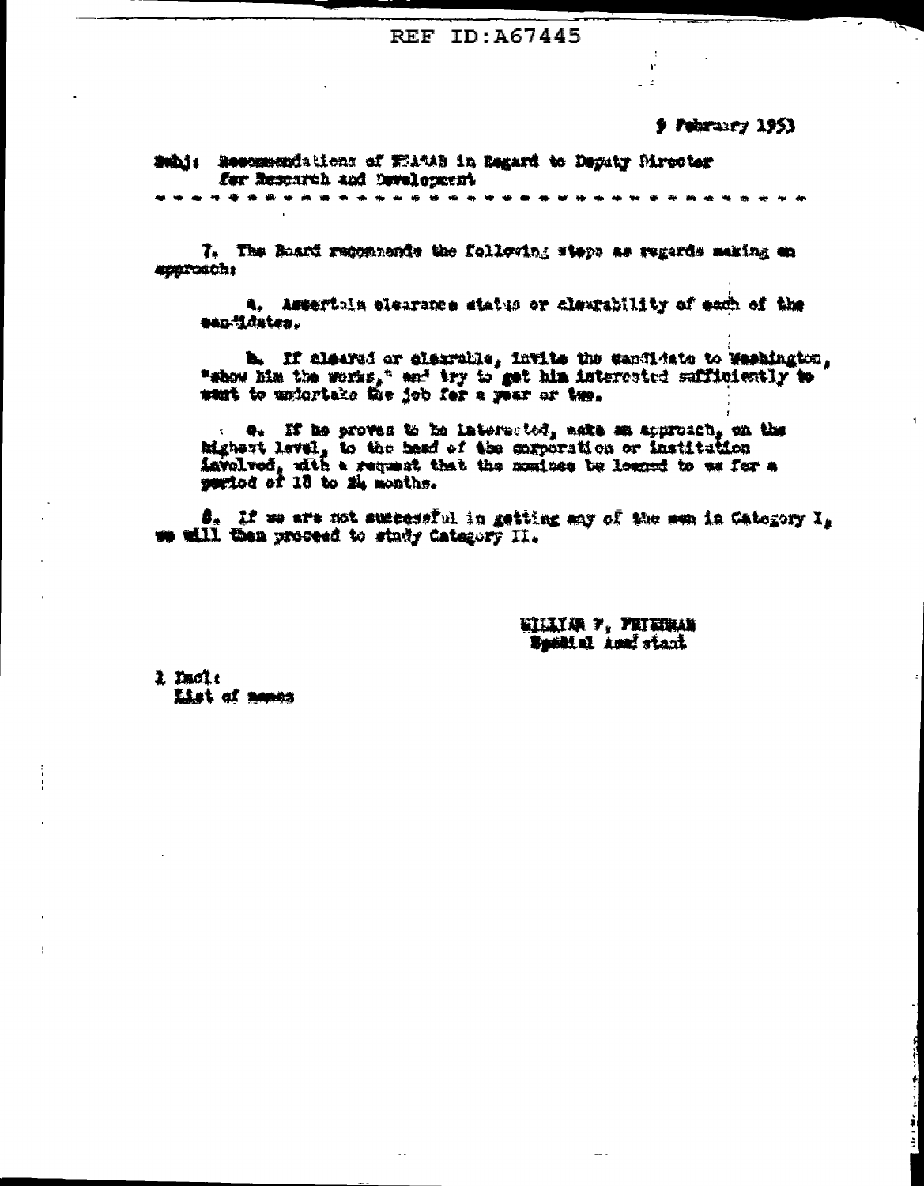9 February 1953

Subj: Recommendations of NSASAB in Regard to Deputy Director for Research and Development

- - - - - - - - - - - - - - - - - - - - - - - - - - - - - - - - -

7. The Board recommends the following steps as regards making an approach:

a. Ascertain clearance status or clearability of each of the candidates.

b. If cleared or clearable, invite the candidate to Washington, "show him the works," and try to get him interested sufficiently to want to undertake the job for a year or two.

c. If he proves to be interested, make an approach, on the highest level, to the head of the corporation or institution involved, with a request that the nominee be loaned to us for a period of 18 to 24 months.

8. If we are not successful in getting any of the men in Category I, we will then proceed to study Category II.

WILLIAM F. FRIEDMAN
Special Assistant

1 Incl:
List of names